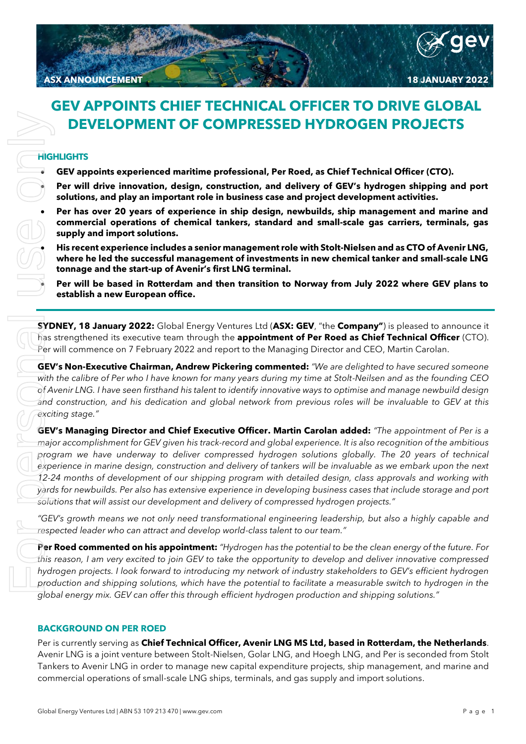ASX ANNOUNCEMENT

18 JANUARY 2022

# GEV APPOINTS CHIEF TECHNICAL OFFICER TO DRIVE GLOBAL DEVELOPMENT OF COMPRESSED HYDROGEN PROJECTS

## HIGHLIGHTS

- **GEV appoints experienced maritime professional, Per Roed, as Chief Technical Officer (CTO).**
- **Per will drive innovation, design, construction, and delivery of GEV's hydrogen shipping and port solutions, and play an important role in business case and project development activities.**
- **Per has over 20 years of experience in ship design, newbuilds, ship management and marine and commercial operations of chemical tankers, standard and small-scale gas carriers, terminals, gas supply and import solutions.**
- **His recent experience includes a senior management role with Stolt-Nielsen and as CTO of Avenir LNG, where he led the successful management of investments in new chemical tanker and small-scale LNG tonnage and the start-up of Avenir's first LNG terminal.**
- **Per will be based in Rotterdam and then transition to Norway from July 2022 where GEV plans to establish a new European office.**

**SYDNEY, 18 January 2022:** Global Energy Ventures Ltd (**ASX: GEV**, "the **Company"**) is pleased to announce it has strengthened its executive team through the **appointment of Per Roed as Chief Technical Officer** (CTO). Per will commence on 7 February 2022 and report to the Managing Director and CEO, Martin Carolan.

**GEV's Non-Executive Chairman, Andrew Pickering commented:** *"We are delighted to have secured someone with the calibre of Per who I have known for many years during my time at Stolt-Neilsen and as the founding CEO of Avenir LNG. I have seen firsthand his talent to identify innovative ways to optimise and manage newbuild design and construction, and his dedication and global network from previous roles will be invaluable to GEV at this exciting stage."*

**GEV's Managing Director and Chief Executive Officer. Martin Carolan added:** *"The appointment of Per is a major accomplishment for GEV given his track-record and global experience. It is also recognition of the ambitious program we have underway to deliver compressed hydrogen solutions globally. The 20 years of technical experience in marine design, construction and delivery of tankers will be invaluable as we embark upon the next 12-24 months of development of our shipping program with detailed design, class approvals and working with yards for newbuilds. Per also has extensive experience in developing business cases that include storage and port solutions that will assist our development and delivery of compressed hydrogen projects."*

*"GEV's growth means we not only need transformational engineering leadership, but also a highly capable and respected leader who can attract and develop world-class talent to our team."*

**Per Roed commented on his appointment:** *"Hydrogen has the potential to be the clean energy of the future. For this reason, I am very excited to join GEV to take the opportunity to develop and deliver innovative compressed hydrogen projects. I look forward to introducing my network of industry stakeholders to GEV's efficient hydrogen production and shipping solutions, which have the potential to facilitate a measurable switch to hydrogen in the global energy mix. GEV can offer this through efficient hydrogen production and shipping solutions."*

## BACKGROUND ON PER ROED

Per is currently serving as **Chief Technical Officer, Avenir LNG MS Ltd, based in Rotterdam, the Netherlands**. Avenir LNG is a joint venture between Stolt-Nielsen, Golar LNG, and Hoegh LNG, and Per is seconded from Stolt Tankers to Avenir LNG in order to manage new capital expenditure projects, ship management, and marine and commercial operations of small-scale LNG ships, terminals, and gas supply and import solutions.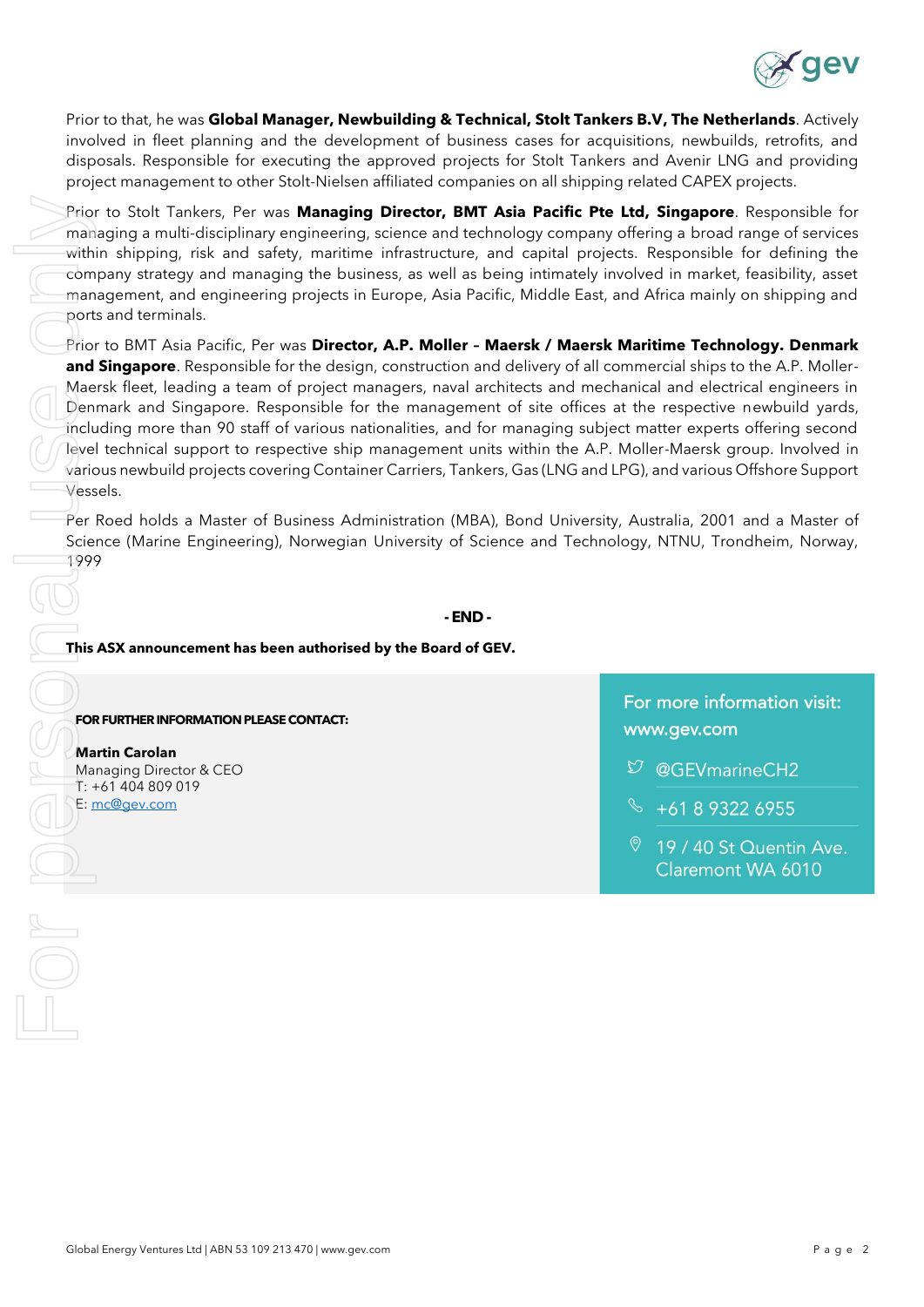Prior to that, he was **Global Manager, Newbuilding & Technical, Stolt Tankers B.V, The Netherlands**. Actively involved in fleet planning and the development of business cases for acquisitions, newbuilds, retrofits, and disposals. Responsible for executing the approved projects for Stolt Tankers and Avenir LNG and providing project management to other Stolt-Nielsen affiliated companies on all shipping related CAPEX projects.

Prior to Stolt Tankers, Per was **Managing Director, BMT Asia Pacific Pte Ltd, Singapore**. Responsible for managing a multi-disciplinary engineering, science and technology company offering a broad range of services within shipping, risk and safety, maritime infrastructure, and capital projects. Responsible for defining the company strategy and managing the business, as well as being intimately involved in market, feasibility, asset management, and engineering projects in Europe, Asia Pacific, Middle East, and Africa mainly on shipping and ports and terminals.

Prior to BMT Asia Pacific, Per was **Director, A.P. Moller – Maersk / Maersk Maritime Technology. Denmark and Singapore**. Responsible for the design, construction and delivery of all commercial ships to the A.P. Moller-Maersk fleet, leading a team of project managers, naval architects and mechanical and electrical engineers in Denmark and Singapore. Responsible for the management of site offices at the respective newbuild yards, including more than 90 staff of various nationalities, and for managing subject matter experts offering second level technical support to respective ship management units within the A.P. Moller-Maersk group. Involved in various newbuild projects covering Container Carriers, Tankers, Gas (LNG and LPG), and various Offshore Support Vessels.

Per Roed holds a Master of Business Administration (MBA), Bond University, Australia, 2001 and a Master of Science (Marine Engineering), Norwegian University of Science and Technology, NTNU, Trondheim, Norway, 1999

**- END -**

**This ASX announcement has been authorised by the Board of GEV.**

**FOR FURTHER INFORMATION PLEASE CONTACT:**

**Martin Carolan**
Managing Director & CEO
T: +61 404 809 019
E: mc@gev.com

For more information visit:
www.gev.com

@GEVmarineCH2

+61 8 9322 6955

19 / 40 St Quentin Ave.
Claremont WA 6010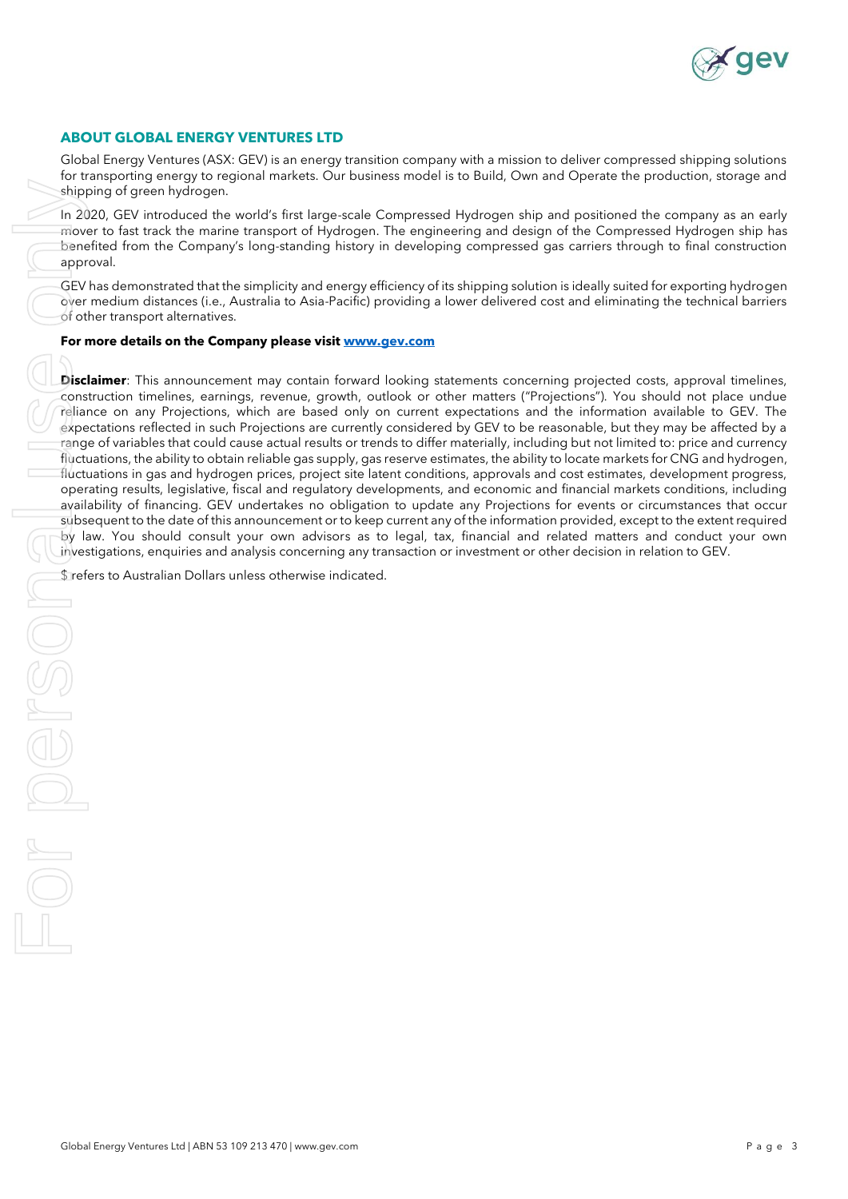## ABOUT GLOBAL ENERGY VENTURES LTD

Global Energy Ventures (ASX: GEV) is an energy transition company with a mission to deliver compressed shipping solutions for transporting energy to regional markets. Our business model is to Build, Own and Operate the production, storage and shipping of green hydrogen.

In 2020, GEV introduced the world's first large-scale Compressed Hydrogen ship and positioned the company as an early mover to fast track the marine transport of Hydrogen. The engineering and design of the Compressed Hydrogen ship has benefited from the Company's long-standing history in developing compressed gas carriers through to final construction approval.

GEV has demonstrated that the simplicity and energy efficiency of its shipping solution is ideally suited for exporting hydrogen over medium distances (i.e., Australia to Asia-Pacific) providing a lower delivered cost and eliminating the technical barriers of other transport alternatives.

**For more details on the Company please visit [www.gev.com](www.gev.com)**

**Disclaimer**: This announcement may contain forward looking statements concerning projected costs, approval timelines, construction timelines, earnings, revenue, growth, outlook or other matters ("Projections"). You should not place undue reliance on any Projections, which are based only on current expectations and the information available to GEV. The expectations reflected in such Projections are currently considered by GEV to be reasonable, but they may be affected by a range of variables that could cause actual results or trends to differ materially, including but not limited to: price and currency fluctuations, the ability to obtain reliable gas supply, gas reserve estimates, the ability to locate markets for CNG and hydrogen, fluctuations in gas and hydrogen prices, project site latent conditions, approvals and cost estimates, development progress, operating results, legislative, fiscal and regulatory developments, and economic and financial markets conditions, including availability of financing. GEV undertakes no obligation to update any Projections for events or circumstances that occur subsequent to the date of this announcement or to keep current any of the information provided, except to the extent required by law. You should consult your own advisors as to legal, tax, financial and related matters and conduct your own investigations, enquiries and analysis concerning any transaction or investment or other decision in relation to GEV.

$ refers to Australian Dollars unless otherwise indicated.